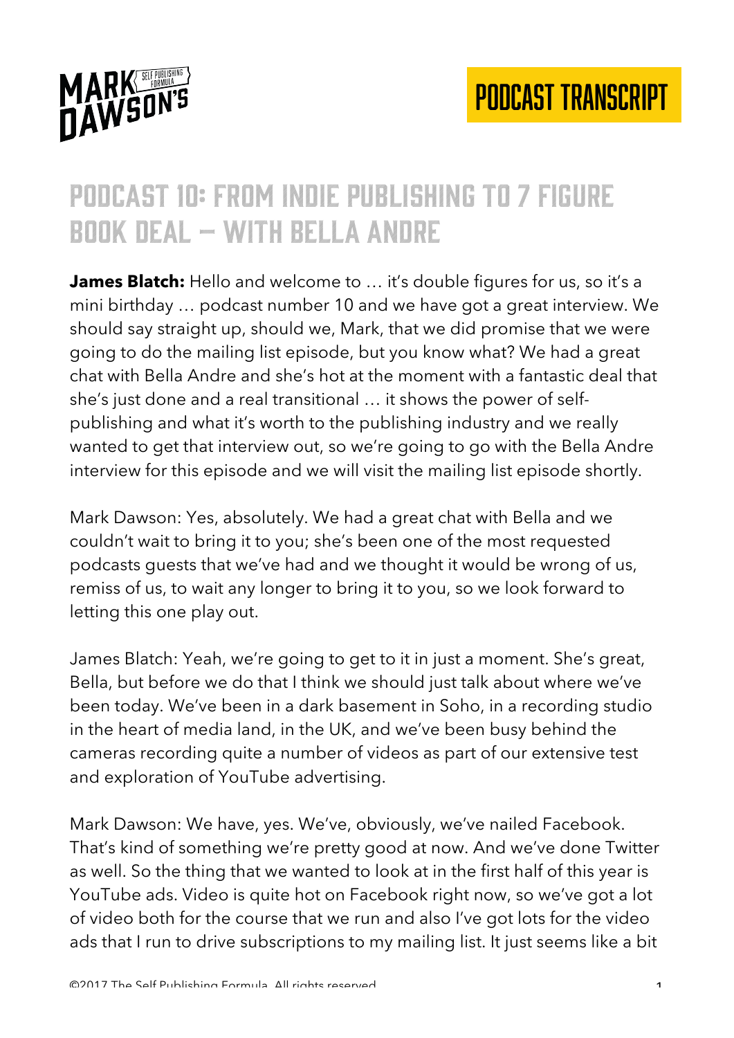# Podcast 10: From Indie Publishing to 7 Figure Book Deal – with Bella Andre

**James Blatch:** Hello and welcome to … it's double figures for us, so it's a mini birthday … podcast number 10 and we have got a great interview. We should say straight up, should we, Mark, that we did promise that we were going to do the mailing list episode, but you know what? We had a great chat with Bella Andre and she's hot at the moment with a fantastic deal that she's just done and a real transitional … it shows the power of self-publishing and what it's worth to the publishing industry and we really wanted to get that interview out, so we're going to go with the Bella Andre interview for this episode and we will visit the mailing list episode shortly.

Mark Dawson: Yes, absolutely. We had a great chat with Bella and we couldn't wait to bring it to you; she's been one of the most requested podcasts guests that we've had and we thought it would be wrong of us, remiss of us, to wait any longer to bring it to you, so we look forward to letting this one play out.

James Blatch: Yeah, we're going to get to it in just a moment. She's great, Bella, but before we do that I think we should just talk about where we've been today. We've been in a dark basement in Soho, in a recording studio in the heart of media land, in the UK, and we've been busy behind the cameras recording quite a number of videos as part of our extensive test and exploration of YouTube advertising.

Mark Dawson: We have, yes. We've, obviously, we've nailed Facebook. That's kind of something we're pretty good at now. And we've done Twitter as well. So the thing that we wanted to look at in the first half of this year is YouTube ads. Video is quite hot on Facebook right now, so we've got a lot of video both for the course that we run and also I've got lots for the video ads that I run to drive subscriptions to my mailing list. It just seems like a bit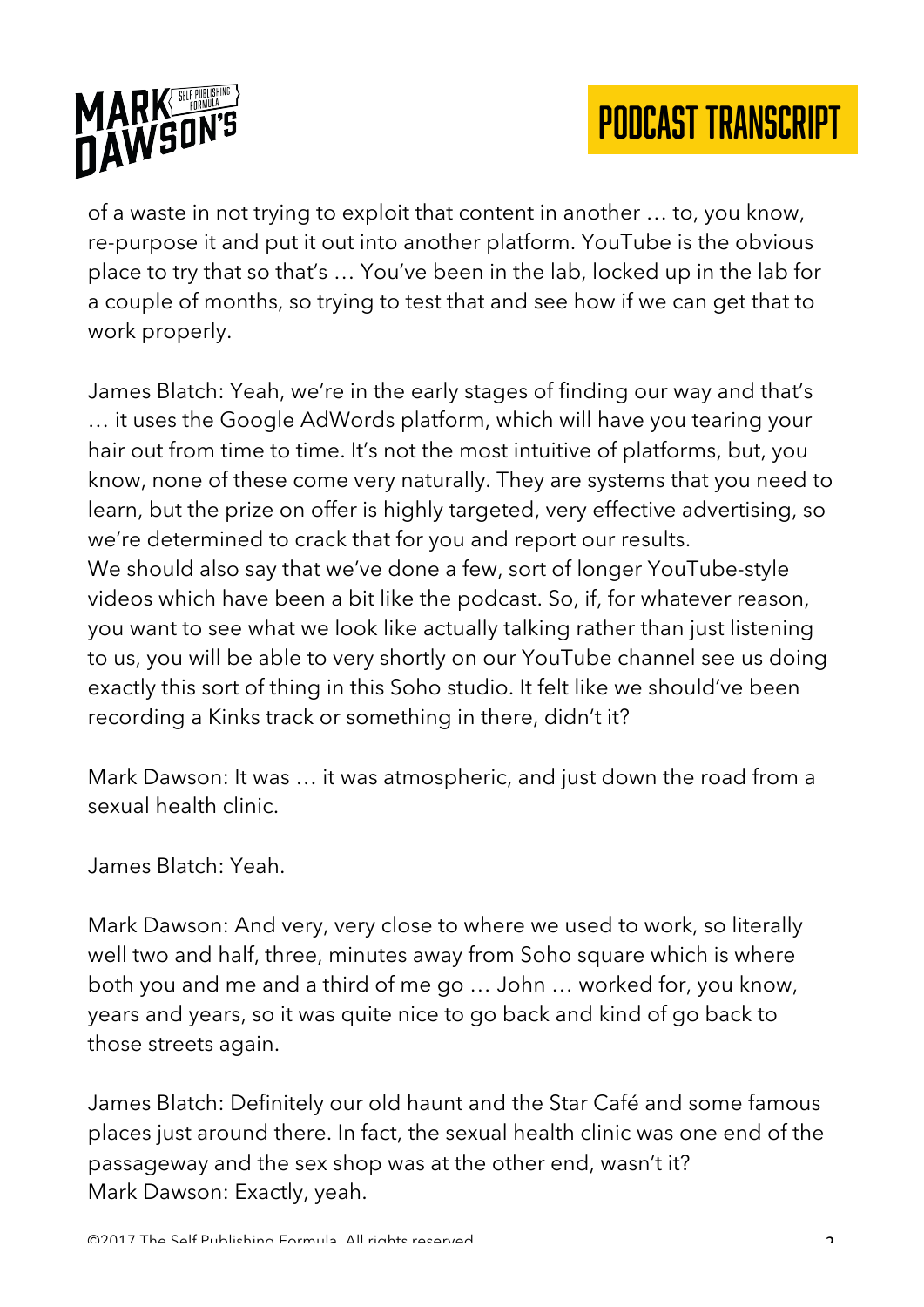of a waste in not trying to exploit that content in another … to, you know, re-purpose it and put it out into another platform. YouTube is the obvious place to try that so that's … You've been in the lab, locked up in the lab for a couple of months, so trying to test that and see how if we can get that to work properly.

James Blatch: Yeah, we're in the early stages of finding our way and that's … it uses the Google AdWords platform, which will have you tearing your hair out from time to time. It's not the most intuitive of platforms, but, you know, none of these come very naturally. They are systems that you need to learn, but the prize on offer is highly targeted, very effective advertising, so we're determined to crack that for you and report our results.
We should also say that we've done a few, sort of longer YouTube-style videos which have been a bit like the podcast. So, if, for whatever reason, you want to see what we look like actually talking rather than just listening to us, you will be able to very shortly on our YouTube channel see us doing exactly this sort of thing in this Soho studio. It felt like we should've been recording a Kinks track or something in there, didn't it?

Mark Dawson: It was … it was atmospheric, and just down the road from a sexual health clinic.

James Blatch: Yeah.

Mark Dawson: And very, very close to where we used to work, so literally well two and half, three, minutes away from Soho square which is where both you and me and a third of me go … John … worked for, you know, years and years, so it was quite nice to go back and kind of go back to those streets again.

James Blatch: Definitely our old haunt and the Star Café and some famous places just around there. In fact, the sexual health clinic was one end of the passageway and the sex shop was at the other end, wasn't it?
Mark Dawson: Exactly, yeah.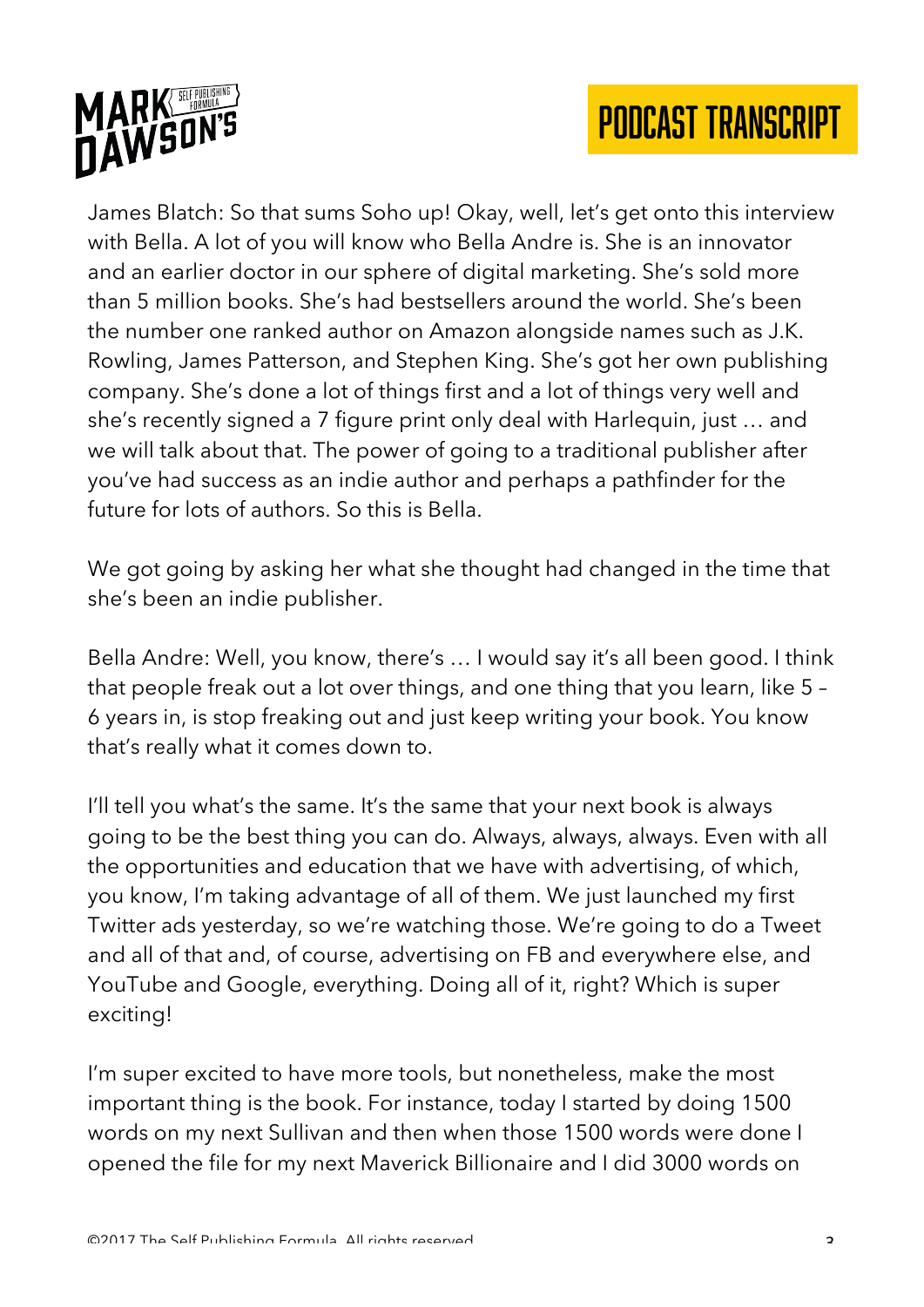James Blatch: So that sums Soho up! Okay, well, let's get onto this interview with Bella. A lot of you will know who Bella Andre is. She is an innovator and an earlier doctor in our sphere of digital marketing. She's sold more than 5 million books. She's had bestsellers around the world. She's been the number one ranked author on Amazon alongside names such as J.K. Rowling, James Patterson, and Stephen King. She's got her own publishing company. She's done a lot of things first and a lot of things very well and she's recently signed a 7 figure print only deal with Harlequin, just … and we will talk about that. The power of going to a traditional publisher after you've had success as an indie author and perhaps a pathfinder for the future for lots of authors. So this is Bella.

We got going by asking her what she thought had changed in the time that she's been an indie publisher.

Bella Andre: Well, you know, there's … I would say it's all been good. I think that people freak out a lot over things, and one thing that you learn, like 5 – 6 years in, is stop freaking out and just keep writing your book. You know that's really what it comes down to.

I'll tell you what's the same. It's the same that your next book is always going to be the best thing you can do. Always, always, always. Even with all the opportunities and education that we have with advertising, of which, you know, I'm taking advantage of all of them. We just launched my first Twitter ads yesterday, so we're watching those. We're going to do a Tweet and all of that and, of course, advertising on FB and everywhere else, and YouTube and Google, everything. Doing all of it, right? Which is super exciting!

I'm super excited to have more tools, but nonetheless, make the most important thing is the book. For instance, today I started by doing 1500 words on my next Sullivan and then when those 1500 words were done I opened the file for my next Maverick Billionaire and I did 3000 words on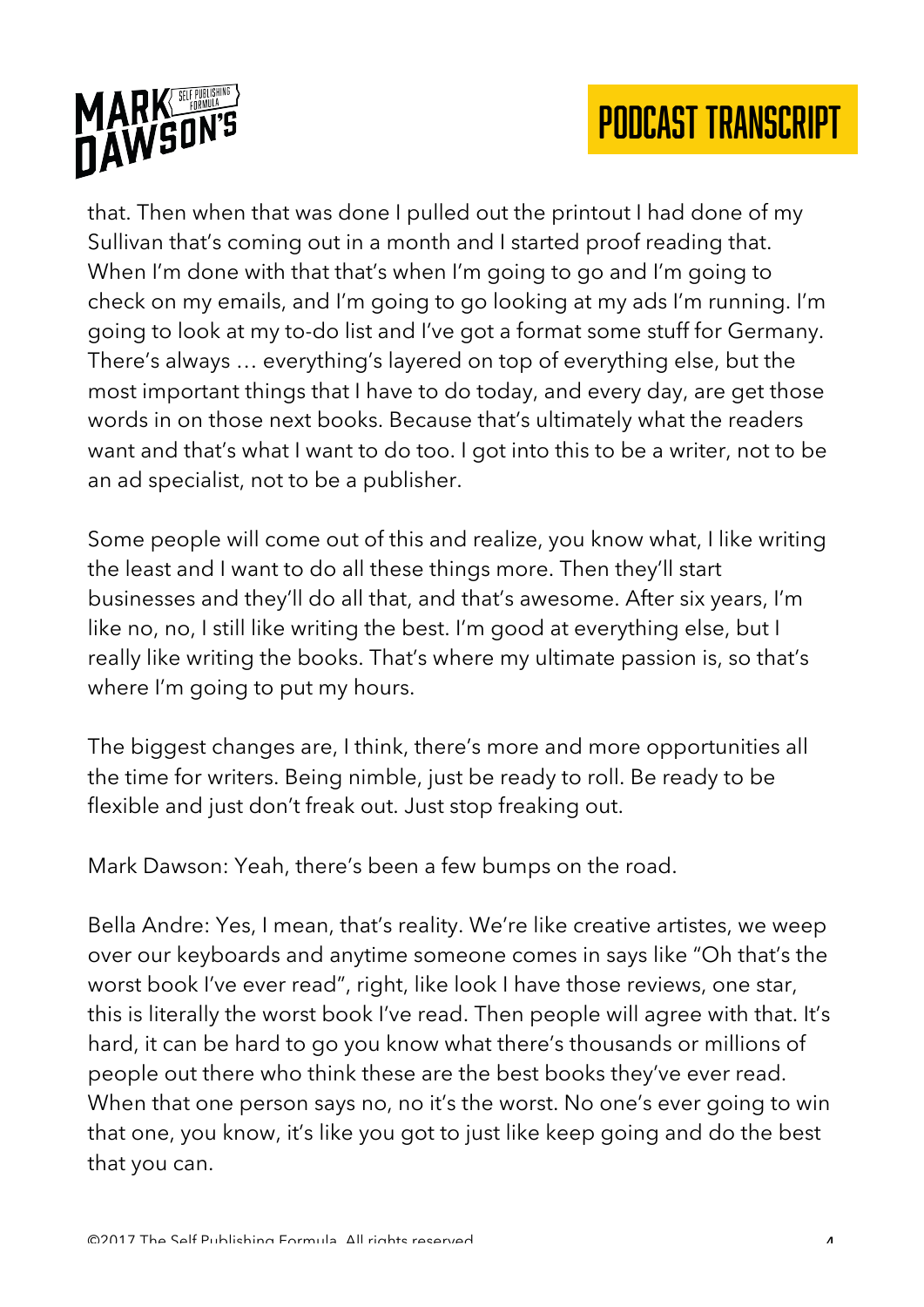that. Then when that was done I pulled out the printout I had done of my Sullivan that's coming out in a month and I started proof reading that. When I'm done with that that's when I'm going to go and I'm going to check on my emails, and I'm going to go looking at my ads I'm running. I'm going to look at my to-do list and I've got a format some stuff for Germany. There's always … everything's layered on top of everything else, but the most important things that I have to do today, and every day, are get those words in on those next books. Because that's ultimately what the readers want and that's what I want to do too. I got into this to be a writer, not to be an ad specialist, not to be a publisher.

Some people will come out of this and realize, you know what, I like writing the least and I want to do all these things more. Then they'll start businesses and they'll do all that, and that's awesome. After six years, I'm like no, no, I still like writing the best. I'm good at everything else, but I really like writing the books. That's where my ultimate passion is, so that's where I'm going to put my hours.

The biggest changes are, I think, there's more and more opportunities all the time for writers. Being nimble, just be ready to roll. Be ready to be flexible and just don't freak out. Just stop freaking out.

Mark Dawson: Yeah, there's been a few bumps on the road.

Bella Andre: Yes, I mean, that's reality. We're like creative artistes, we weep over our keyboards and anytime someone comes in says like "Oh that's the worst book I've ever read", right, like look I have those reviews, one star, this is literally the worst book I've read. Then people will agree with that. It's hard, it can be hard to go you know what there's thousands or millions of people out there who think these are the best books they've ever read. When that one person says no, no it's the worst. No one's ever going to win that one, you know, it's like you got to just like keep going and do the best that you can.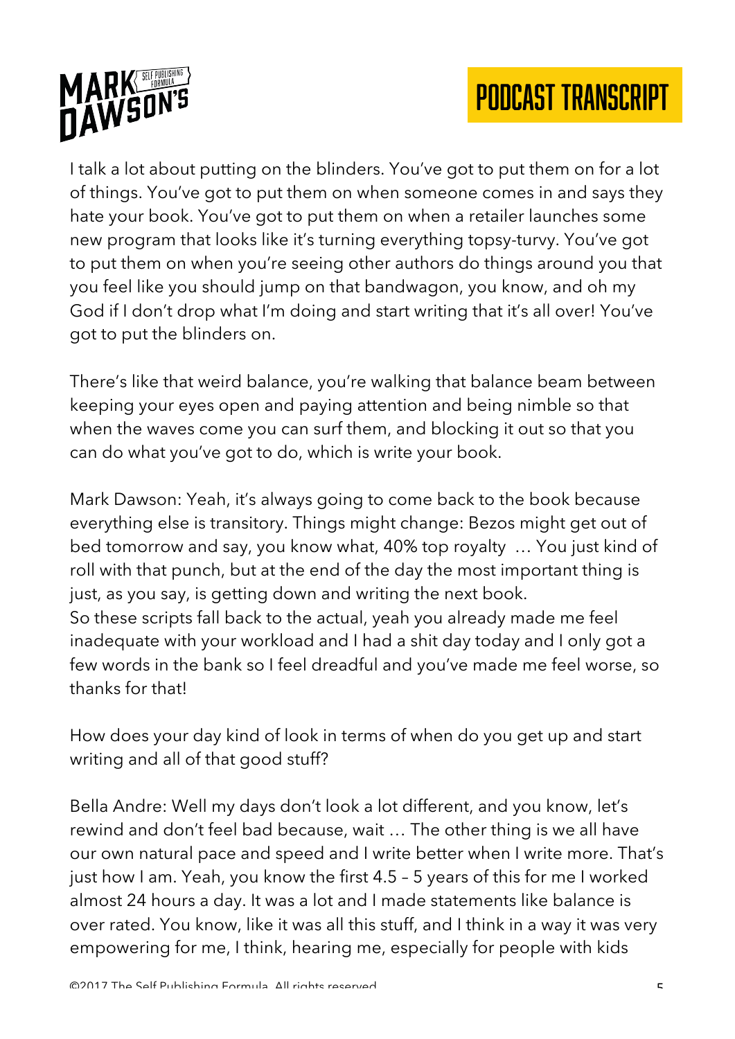I talk a lot about putting on the blinders. You've got to put them on for a lot of things. You've got to put them on when someone comes in and says they hate your book. You've got to put them on when a retailer launches some new program that looks like it's turning everything topsy-turvy. You've got to put them on when you're seeing other authors do things around you that you feel like you should jump on that bandwagon, you know, and oh my God if I don't drop what I'm doing and start writing that it's all over! You've got to put the blinders on.

There's like that weird balance, you're walking that balance beam between keeping your eyes open and paying attention and being nimble so that when the waves come you can surf them, and blocking it out so that you can do what you've got to do, which is write your book.

Mark Dawson: Yeah, it's always going to come back to the book because everything else is transitory. Things might change: Bezos might get out of bed tomorrow and say, you know what, 40% top royalty … You just kind of roll with that punch, but at the end of the day the most important thing is just, as you say, is getting down and writing the next book.
So these scripts fall back to the actual, yeah you already made me feel inadequate with your workload and I had a shit day today and I only got a few words in the bank so I feel dreadful and you've made me feel worse, so thanks for that!

How does your day kind of look in terms of when do you get up and start writing and all of that good stuff?

Bella Andre: Well my days don't look a lot different, and you know, let's rewind and don't feel bad because, wait … The other thing is we all have our own natural pace and speed and I write better when I write more. That's just how I am. Yeah, you know the first 4.5 – 5 years of this for me I worked almost 24 hours a day. It was a lot and I made statements like balance is over rated. You know, like it was all this stuff, and I think in a way it was very empowering for me, I think, hearing me, especially for people with kids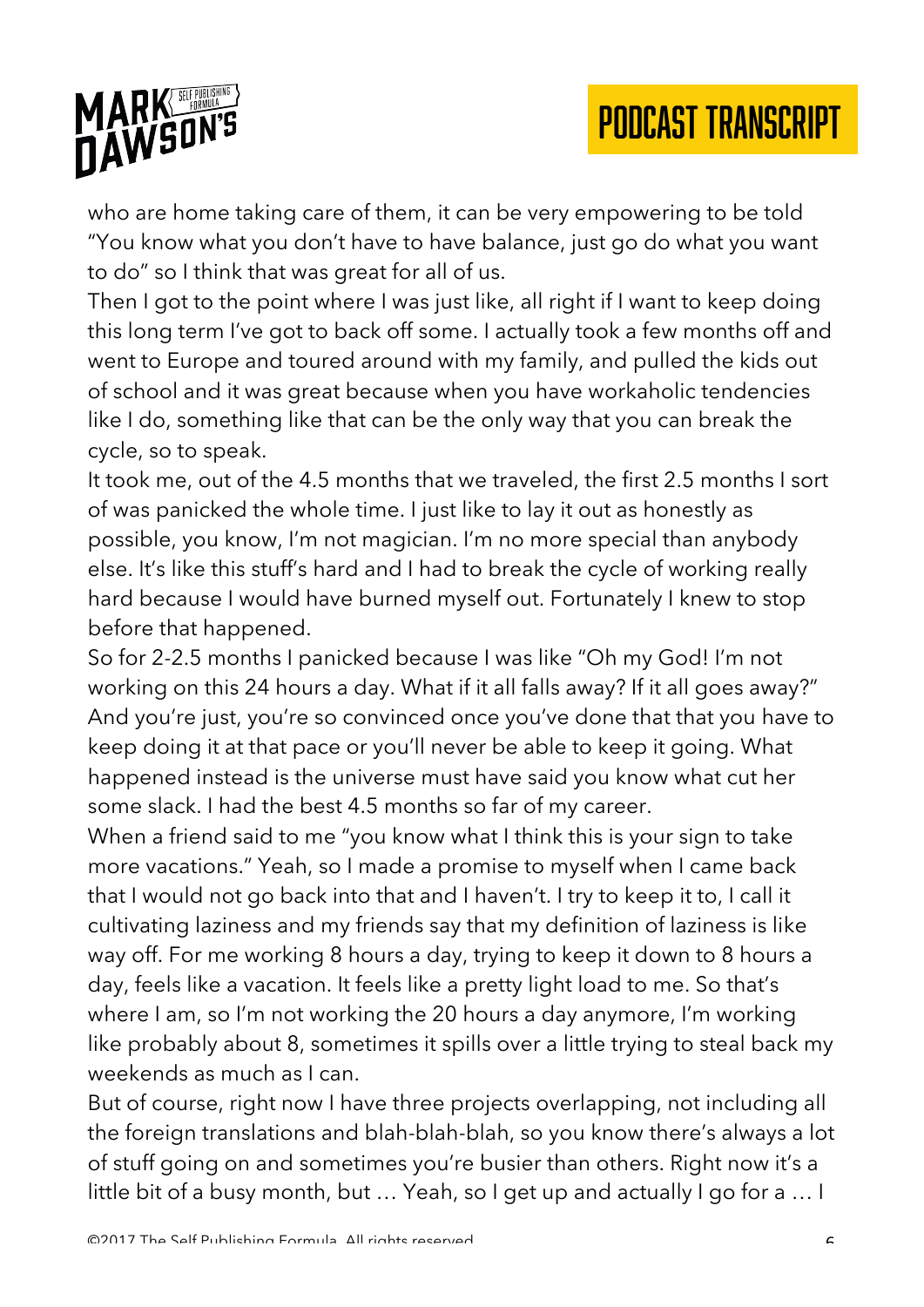who are home taking care of them, it can be very empowering to be told "You know what you don't have to have balance, just go do what you want to do" so I think that was great for all of us.

Then I got to the point where I was just like, all right if I want to keep doing this long term I've got to back off some. I actually took a few months off and went to Europe and toured around with my family, and pulled the kids out of school and it was great because when you have workaholic tendencies like I do, something like that can be the only way that you can break the cycle, so to speak.

It took me, out of the 4.5 months that we traveled, the first 2.5 months I sort of was panicked the whole time. I just like to lay it out as honestly as possible, you know, I'm not magician. I'm no more special than anybody else. It's like this stuff's hard and I had to break the cycle of working really hard because I would have burned myself out. Fortunately I knew to stop before that happened.

So for 2-2.5 months I panicked because I was like "Oh my God! I'm not working on this 24 hours a day. What if it all falls away? If it all goes away?" And you're just, you're so convinced once you've done that that you have to keep doing it at that pace or you'll never be able to keep it going. What happened instead is the universe must have said you know what cut her some slack. I had the best 4.5 months so far of my career.

When a friend said to me "you know what I think this is your sign to take more vacations." Yeah, so I made a promise to myself when I came back that I would not go back into that and I haven't. I try to keep it to, I call it cultivating laziness and my friends say that my definition of laziness is like way off. For me working 8 hours a day, trying to keep it down to 8 hours a day, feels like a vacation. It feels like a pretty light load to me. So that's where I am, so I'm not working the 20 hours a day anymore, I'm working like probably about 8, sometimes it spills over a little trying to steal back my weekends as much as I can.

But of course, right now I have three projects overlapping, not including all the foreign translations and blah-blah-blah, so you know there's always a lot of stuff going on and sometimes you're busier than others. Right now it's a little bit of a busy month, but … Yeah, so I get up and actually I go for a … I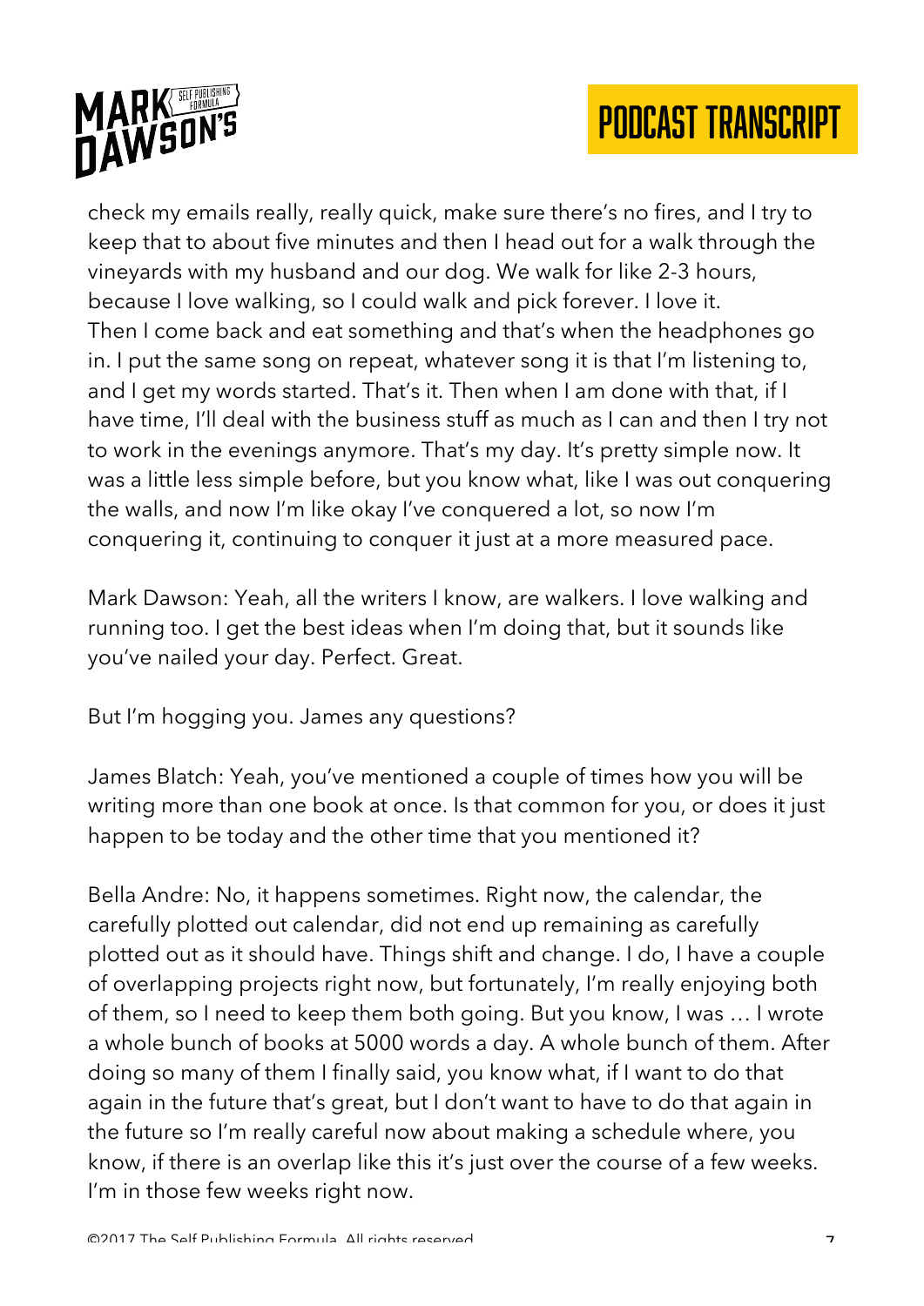check my emails really, really quick, make sure there's no fires, and I try to keep that to about five minutes and then I head out for a walk through the vineyards with my husband and our dog. We walk for like 2-3 hours, because I love walking, so I could walk and pick forever. I love it. Then I come back and eat something and that's when the headphones go in. I put the same song on repeat, whatever song it is that I'm listening to, and I get my words started. That's it. Then when I am done with that, if I have time, I'll deal with the business stuff as much as I can and then I try not to work in the evenings anymore. That's my day. It's pretty simple now. It was a little less simple before, but you know what, like I was out conquering the walls, and now I'm like okay I've conquered a lot, so now I'm conquering it, continuing to conquer it just at a more measured pace.

Mark Dawson: Yeah, all the writers I know, are walkers. I love walking and running too. I get the best ideas when I'm doing that, but it sounds like you've nailed your day. Perfect. Great.

But I'm hogging you. James any questions?

James Blatch: Yeah, you've mentioned a couple of times how you will be writing more than one book at once. Is that common for you, or does it just happen to be today and the other time that you mentioned it?

Bella Andre: No, it happens sometimes. Right now, the calendar, the carefully plotted out calendar, did not end up remaining as carefully plotted out as it should have. Things shift and change. I do, I have a couple of overlapping projects right now, but fortunately, I'm really enjoying both of them, so I need to keep them both going. But you know, I was … I wrote a whole bunch of books at 5000 words a day. A whole bunch of them. After doing so many of them I finally said, you know what, if I want to do that again in the future that's great, but I don't want to have to do that again in the future so I'm really careful now about making a schedule where, you know, if there is an overlap like this it's just over the course of a few weeks. I'm in those few weeks right now.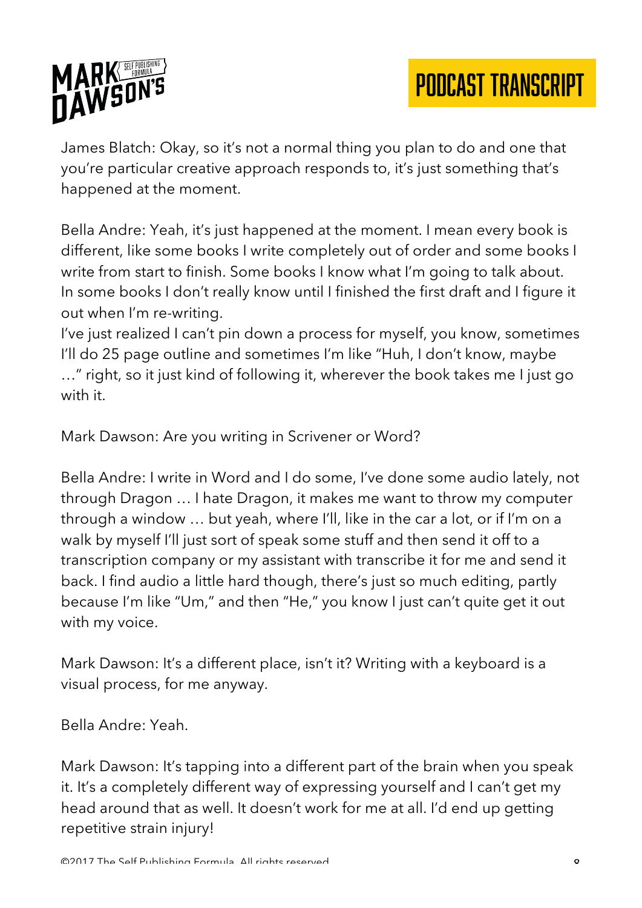James Blatch: Okay, so it's not a normal thing you plan to do and one that you're particular creative approach responds to, it's just something that's happened at the moment.

Bella Andre: Yeah, it's just happened at the moment. I mean every book is different, like some books I write completely out of order and some books I write from start to finish. Some books I know what I'm going to talk about. In some books I don't really know until I finished the first draft and I figure it out when I'm re-writing.
I've just realized I can't pin down a process for myself, you know, sometimes I'll do 25 page outline and sometimes I'm like "Huh, I don't know, maybe …" right, so it just kind of following it, wherever the book takes me I just go with it.

Mark Dawson: Are you writing in Scrivener or Word?

Bella Andre: I write in Word and I do some, I've done some audio lately, not through Dragon … I hate Dragon, it makes me want to throw my computer through a window … but yeah, where I'll, like in the car a lot, or if I'm on a walk by myself I'll just sort of speak some stuff and then send it off to a transcription company or my assistant with transcribe it for me and send it back. I find audio a little hard though, there's just so much editing, partly because I'm like "Um," and then "He," you know I just can't quite get it out with my voice.

Mark Dawson: It's a different place, isn't it? Writing with a keyboard is a visual process, for me anyway.

Bella Andre: Yeah.

Mark Dawson: It's tapping into a different part of the brain when you speak it. It's a completely different way of expressing yourself and I can't get my head around that as well. It doesn't work for me at all. I'd end up getting repetitive strain injury!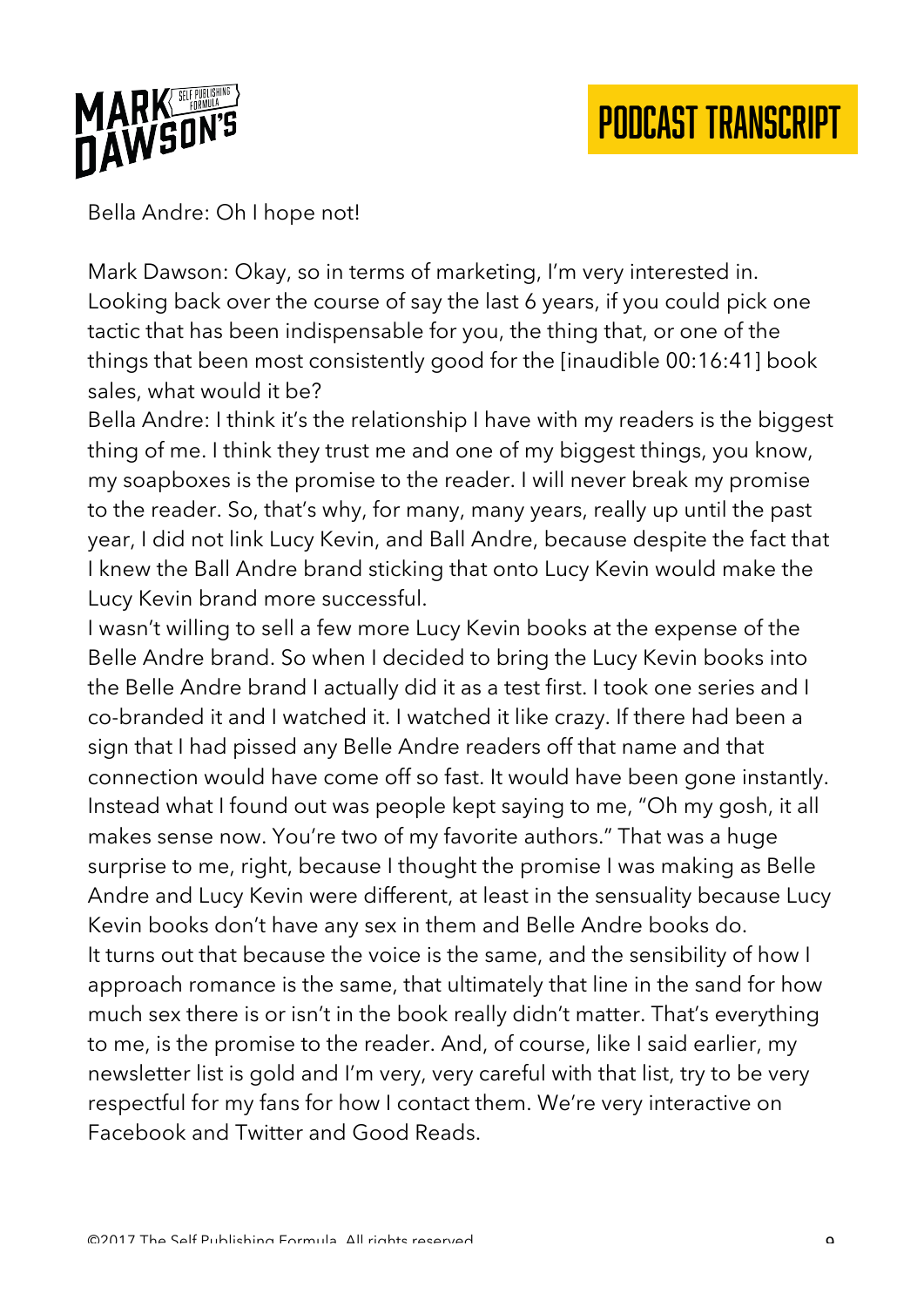Bella Andre: Oh I hope not!

Mark Dawson: Okay, so in terms of marketing, I'm very interested in. Looking back over the course of say the last 6 years, if you could pick one tactic that has been indispensable for you, the thing that, or one of the things that been most consistently good for the [inaudible 00:16:41] book sales, what would it be?

Bella Andre: I think it's the relationship I have with my readers is the biggest thing of me. I think they trust me and one of my biggest things, you know, my soapboxes is the promise to the reader. I will never break my promise to the reader. So, that's why, for many, many years, really up until the past year, I did not link Lucy Kevin, and Ball Andre, because despite the fact that I knew the Ball Andre brand sticking that onto Lucy Kevin would make the Lucy Kevin brand more successful.

I wasn't willing to sell a few more Lucy Kevin books at the expense of the Belle Andre brand. So when I decided to bring the Lucy Kevin books into the Belle Andre brand I actually did it as a test first. I took one series and I co-branded it and I watched it. I watched it like crazy. If there had been a sign that I had pissed any Belle Andre readers off that name and that connection would have come off so fast. It would have been gone instantly. Instead what I found out was people kept saying to me, "Oh my gosh, it all makes sense now. You're two of my favorite authors." That was a huge surprise to me, right, because I thought the promise I was making as Belle Andre and Lucy Kevin were different, at least in the sensuality because Lucy Kevin books don't have any sex in them and Belle Andre books do.

It turns out that because the voice is the same, and the sensibility of how I approach romance is the same, that ultimately that line in the sand for how much sex there is or isn't in the book really didn't matter. That's everything to me, is the promise to the reader. And, of course, like I said earlier, my newsletter list is gold and I'm very, very careful with that list, try to be very respectful for my fans for how I contact them. We're very interactive on Facebook and Twitter and Good Reads.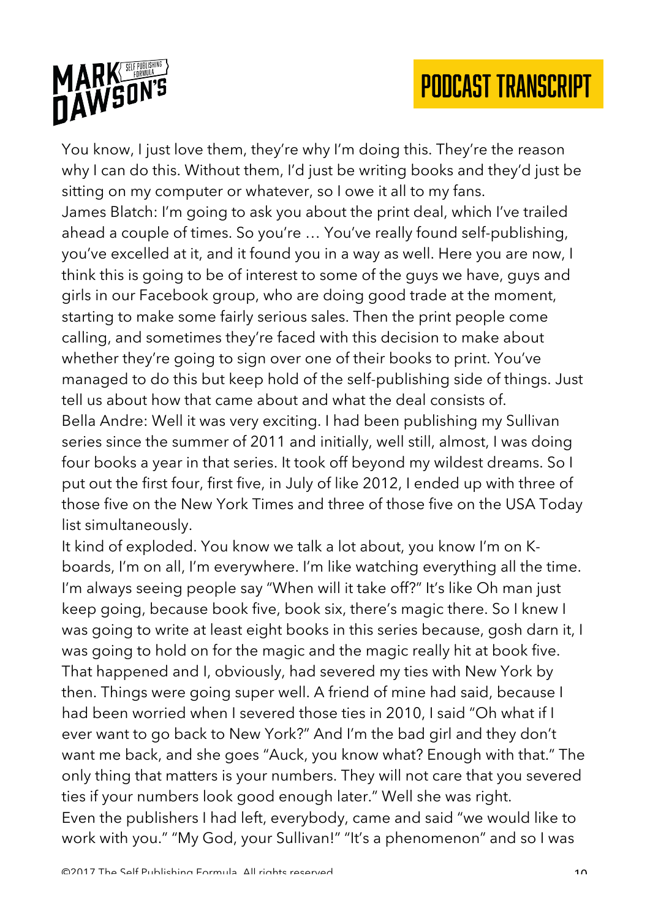You know, I just love them, they're why I'm doing this. They're the reason why I can do this. Without them, I'd just be writing books and they'd just be sitting on my computer or whatever, so I owe it all to my fans.

James Blatch: I'm going to ask you about the print deal, which I've trailed ahead a couple of times. So you're … You've really found self-publishing, you've excelled at it, and it found you in a way as well. Here you are now, I think this is going to be of interest to some of the guys we have, guys and girls in our Facebook group, who are doing good trade at the moment, starting to make some fairly serious sales. Then the print people come calling, and sometimes they're faced with this decision to make about whether they're going to sign over one of their books to print. You've managed to do this but keep hold of the self-publishing side of things. Just tell us about how that came about and what the deal consists of.

Bella Andre: Well it was very exciting. I had been publishing my Sullivan series since the summer of 2011 and initially, well still, almost, I was doing four books a year in that series. It took off beyond my wildest dreams. So I put out the first four, first five, in July of like 2012, I ended up with three of those five on the New York Times and three of those five on the USA Today list simultaneously.

It kind of exploded. You know we talk a lot about, you know I'm on K-boards, I'm on all, I'm everywhere. I'm like watching everything all the time. I'm always seeing people say "When will it take off?" It's like Oh man just keep going, because book five, book six, there's magic there. So I knew I was going to write at least eight books in this series because, gosh darn it, I was going to hold on for the magic and the magic really hit at book five. That happened and I, obviously, had severed my ties with New York by then. Things were going super well. A friend of mine had said, because I had been worried when I severed those ties in 2010, I said "Oh what if I ever want to go back to New York?" And I'm the bad girl and they don't want me back, and she goes "Auck, you know what? Enough with that." The only thing that matters is your numbers. They will not care that you severed ties if your numbers look good enough later." Well she was right.

Even the publishers I had left, everybody, came and said "we would like to work with you." "My God, your Sullivan!" "It's a phenomenon" and so I was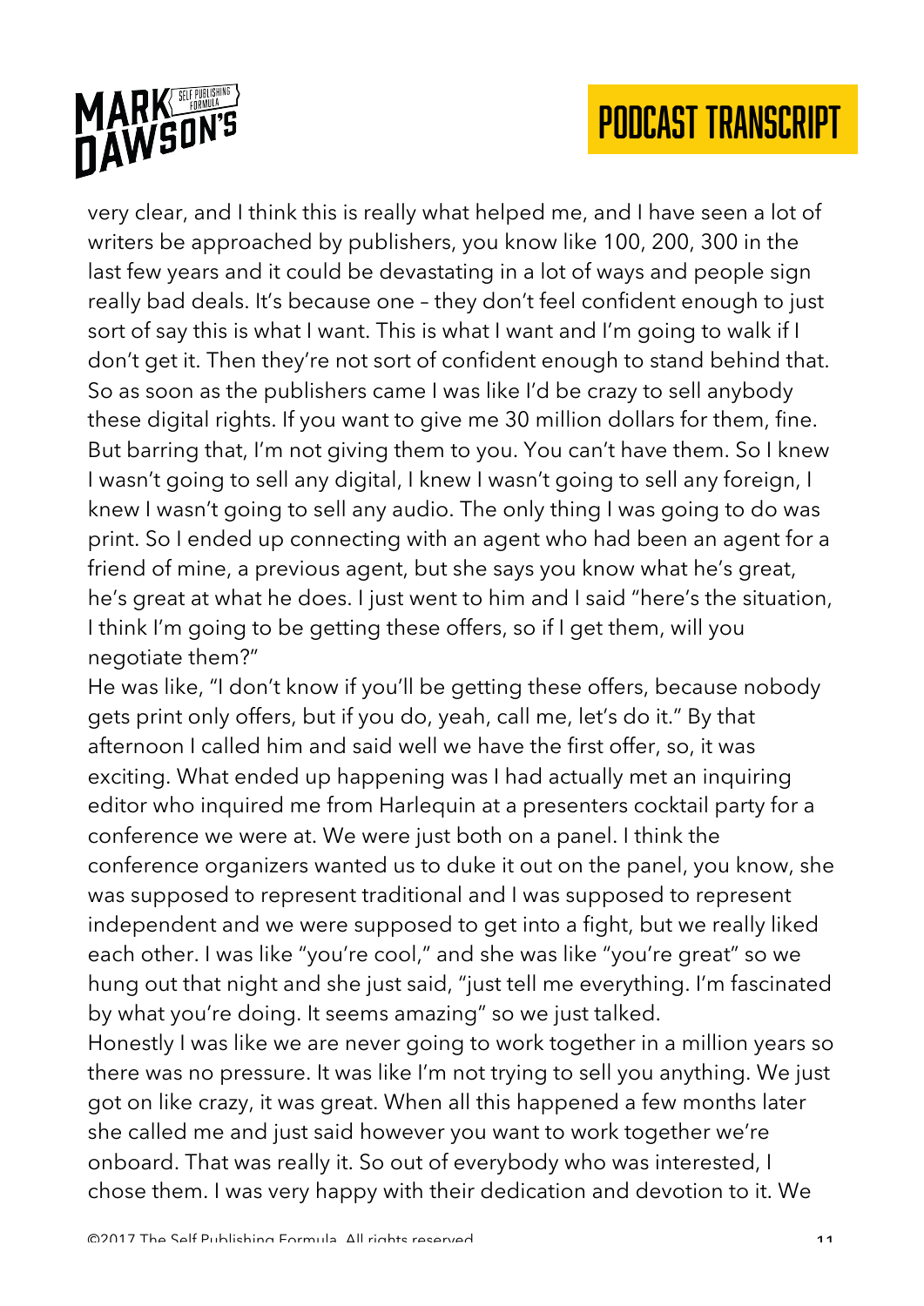very clear, and I think this is really what helped me, and I have seen a lot of writers be approached by publishers, you know like 100, 200, 300 in the last few years and it could be devastating in a lot of ways and people sign really bad deals. It's because one – they don't feel confident enough to just sort of say this is what I want. This is what I want and I'm going to walk if I don't get it. Then they're not sort of confident enough to stand behind that. So as soon as the publishers came I was like I'd be crazy to sell anybody these digital rights. If you want to give me 30 million dollars for them, fine. But barring that, I'm not giving them to you. You can't have them. So I knew I wasn't going to sell any digital, I knew I wasn't going to sell any foreign, I knew I wasn't going to sell any audio. The only thing I was going to do was print. So I ended up connecting with an agent who had been an agent for a friend of mine, a previous agent, but she says you know what he's great, he's great at what he does. I just went to him and I said "here's the situation, I think I'm going to be getting these offers, so if I get them, will you negotiate them?"

He was like, "I don't know if you'll be getting these offers, because nobody gets print only offers, but if you do, yeah, call me, let's do it." By that afternoon I called him and said well we have the first offer, so, it was exciting. What ended up happening was I had actually met an inquiring editor who inquired me from Harlequin at a presenters cocktail party for a conference we were at. We were just both on a panel. I think the conference organizers wanted us to duke it out on the panel, you know, she was supposed to represent traditional and I was supposed to represent independent and we were supposed to get into a fight, but we really liked each other. I was like "you're cool," and she was like "you're great" so we hung out that night and she just said, "just tell me everything. I'm fascinated by what you're doing. It seems amazing" so we just talked.

Honestly I was like we are never going to work together in a million years so there was no pressure. It was like I'm not trying to sell you anything. We just got on like crazy, it was great. When all this happened a few months later she called me and just said however you want to work together we're onboard. That was really it. So out of everybody who was interested, I chose them. I was very happy with their dedication and devotion to it. We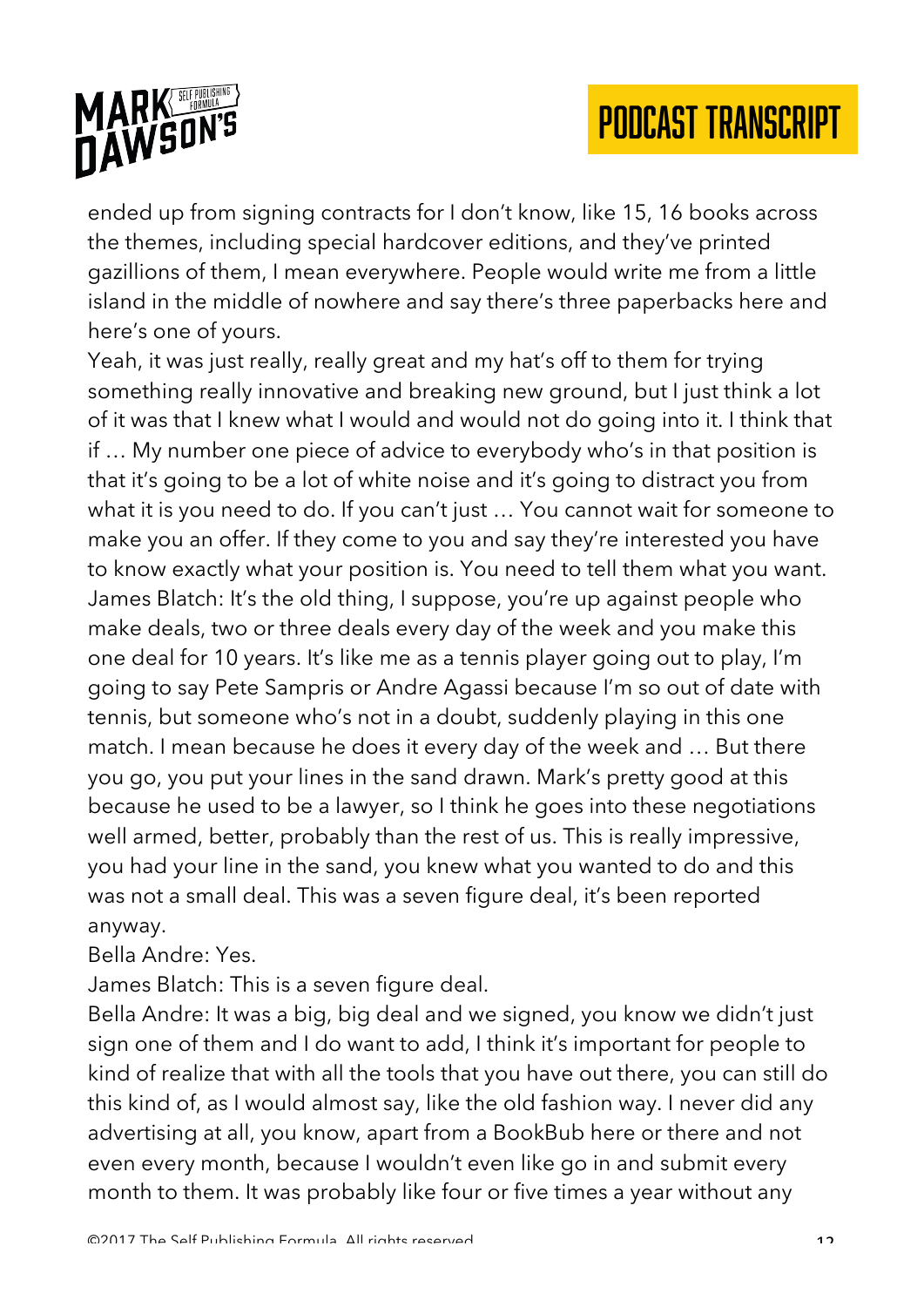ended up from signing contracts for I don't know, like 15, 16 books across the themes, including special hardcover editions, and they've printed gazillions of them, I mean everywhere. People would write me from a little island in the middle of nowhere and say there's three paperbacks here and here's one of yours.

Yeah, it was just really, really great and my hat's off to them for trying something really innovative and breaking new ground, but I just think a lot of it was that I knew what I would and would not do going into it. I think that if … My number one piece of advice to everybody who's in that position is that it's going to be a lot of white noise and it's going to distract you from what it is you need to do. If you can't just … You cannot wait for someone to make you an offer. If they come to you and say they're interested you have to know exactly what your position is. You need to tell them what you want.

James Blatch: It's the old thing, I suppose, you're up against people who make deals, two or three deals every day of the week and you make this one deal for 10 years. It's like me as a tennis player going out to play, I'm going to say Pete Sampris or Andre Agassi because I'm so out of date with tennis, but someone who's not in a doubt, suddenly playing in this one match. I mean because he does it every day of the week and … But there you go, you put your lines in the sand drawn. Mark's pretty good at this because he used to be a lawyer, so I think he goes into these negotiations well armed, better, probably than the rest of us. This is really impressive, you had your line in the sand, you knew what you wanted to do and this was not a small deal. This was a seven figure deal, it's been reported anyway.

Bella Andre: Yes.

James Blatch: This is a seven figure deal.

Bella Andre: It was a big, big deal and we signed, you know we didn't just sign one of them and I do want to add, I think it's important for people to kind of realize that with all the tools that you have out there, you can still do this kind of, as I would almost say, like the old fashion way. I never did any advertising at all, you know, apart from a BookBub here or there and not even every month, because I wouldn't even like go in and submit every month to them. It was probably like four or five times a year without any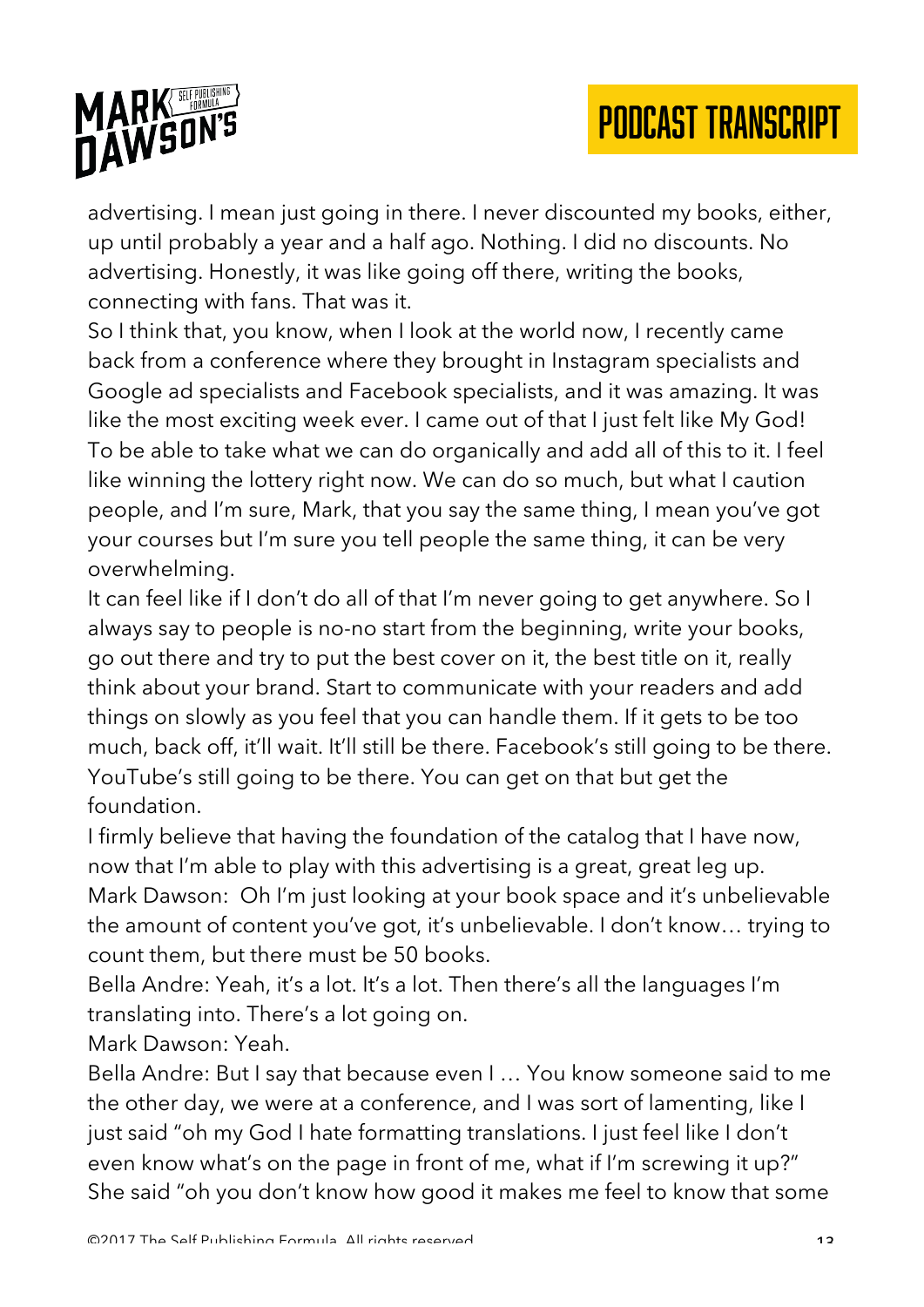advertising. I mean just going in there. I never discounted my books, either, up until probably a year and a half ago. Nothing. I did no discounts. No advertising. Honestly, it was like going off there, writing the books, connecting with fans. That was it.

So I think that, you know, when I look at the world now, I recently came back from a conference where they brought in Instagram specialists and Google ad specialists and Facebook specialists, and it was amazing. It was like the most exciting week ever. I came out of that I just felt like My God! To be able to take what we can do organically and add all of this to it. I feel like winning the lottery right now. We can do so much, but what I caution people, and I'm sure, Mark, that you say the same thing, I mean you've got your courses but I'm sure you tell people the same thing, it can be very overwhelming.

It can feel like if I don't do all of that I'm never going to get anywhere. So I always say to people is no-no start from the beginning, write your books, go out there and try to put the best cover on it, the best title on it, really think about your brand. Start to communicate with your readers and add things on slowly as you feel that you can handle them. If it gets to be too much, back off, it'll wait. It'll still be there. Facebook's still going to be there. YouTube's still going to be there. You can get on that but get the foundation.

I firmly believe that having the foundation of the catalog that I have now, now that I'm able to play with this advertising is a great, great leg up.

Mark Dawson: Oh I'm just looking at your book space and it's unbelievable the amount of content you've got, it's unbelievable. I don't know… trying to count them, but there must be 50 books.

Bella Andre: Yeah, it's a lot. It's a lot. Then there's all the languages I'm translating into. There's a lot going on.

Mark Dawson: Yeah.

Bella Andre: But I say that because even I … You know someone said to me the other day, we were at a conference, and I was sort of lamenting, like I just said "oh my God I hate formatting translations. I just feel like I don't even know what's on the page in front of me, what if I'm screwing it up?" She said "oh you don't know how good it makes me feel to know that some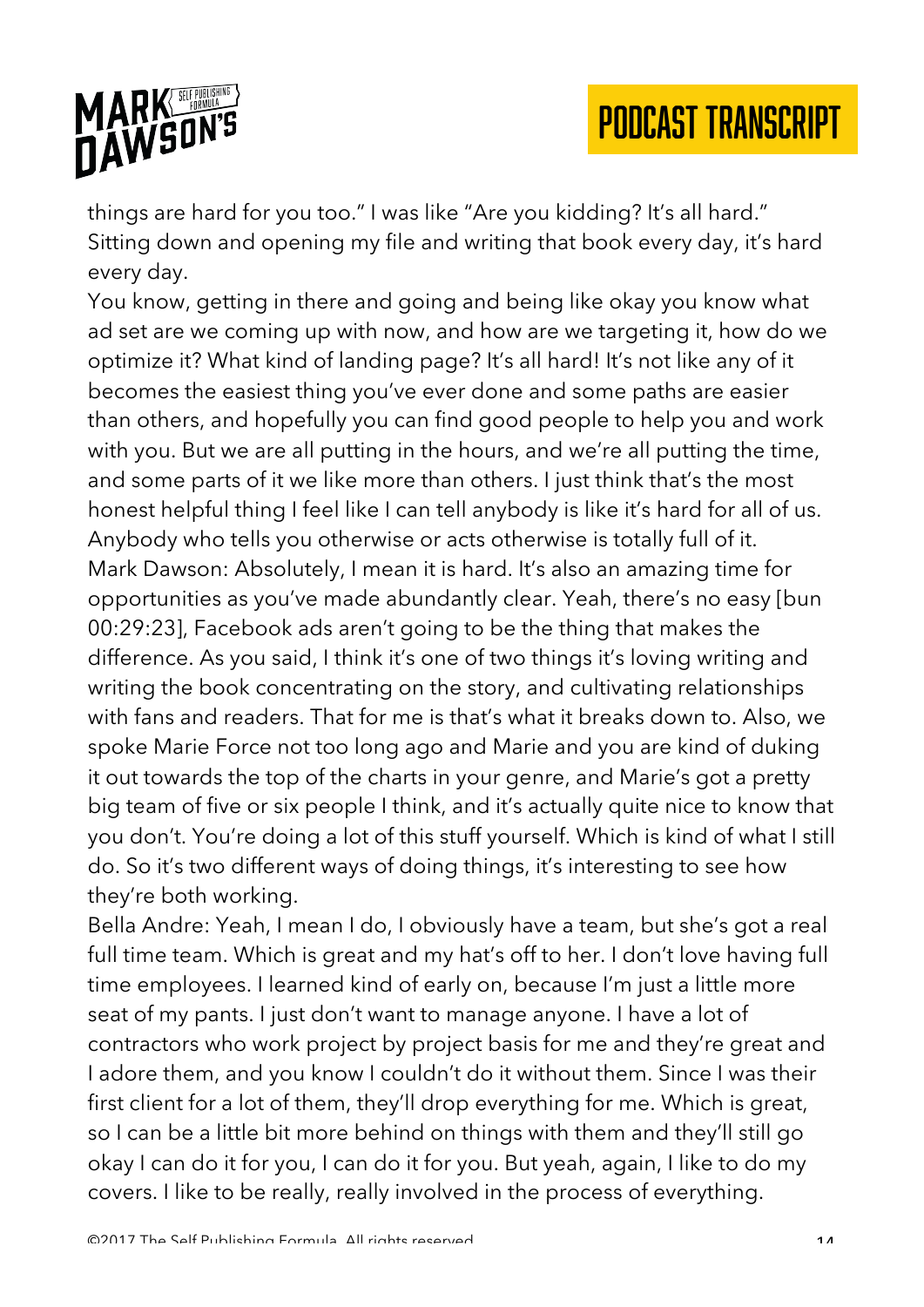things are hard for you too." I was like "Are you kidding? It's all hard." Sitting down and opening my file and writing that book every day, it's hard every day.

You know, getting in there and going and being like okay you know what ad set are we coming up with now, and how are we targeting it, how do we optimize it? What kind of landing page? It's all hard! It's not like any of it becomes the easiest thing you've ever done and some paths are easier than others, and hopefully you can find good people to help you and work with you. But we are all putting in the hours, and we're all putting the time, and some parts of it we like more than others. I just think that's the most honest helpful thing I feel like I can tell anybody is like it's hard for all of us. Anybody who tells you otherwise or acts otherwise is totally full of it.

Mark Dawson: Absolutely, I mean it is hard. It's also an amazing time for opportunities as you've made abundantly clear. Yeah, there's no easy [bun 00:29:23], Facebook ads aren't going to be the thing that makes the difference. As you said, I think it's one of two things it's loving writing and writing the book concentrating on the story, and cultivating relationships with fans and readers. That for me is that's what it breaks down to. Also, we spoke Marie Force not too long ago and Marie and you are kind of duking it out towards the top of the charts in your genre, and Marie's got a pretty big team of five or six people I think, and it's actually quite nice to know that you don't. You're doing a lot of this stuff yourself. Which is kind of what I still do. So it's two different ways of doing things, it's interesting to see how they're both working.

Bella Andre: Yeah, I mean I do, I obviously have a team, but she's got a real full time team. Which is great and my hat's off to her. I don't love having full time employees. I learned kind of early on, because I'm just a little more seat of my pants. I just don't want to manage anyone. I have a lot of contractors who work project by project basis for me and they're great and I adore them, and you know I couldn't do it without them. Since I was their first client for a lot of them, they'll drop everything for me. Which is great, so I can be a little bit more behind on things with them and they'll still go okay I can do it for you, I can do it for you. But yeah, again, I like to do my covers. I like to be really, really involved in the process of everything.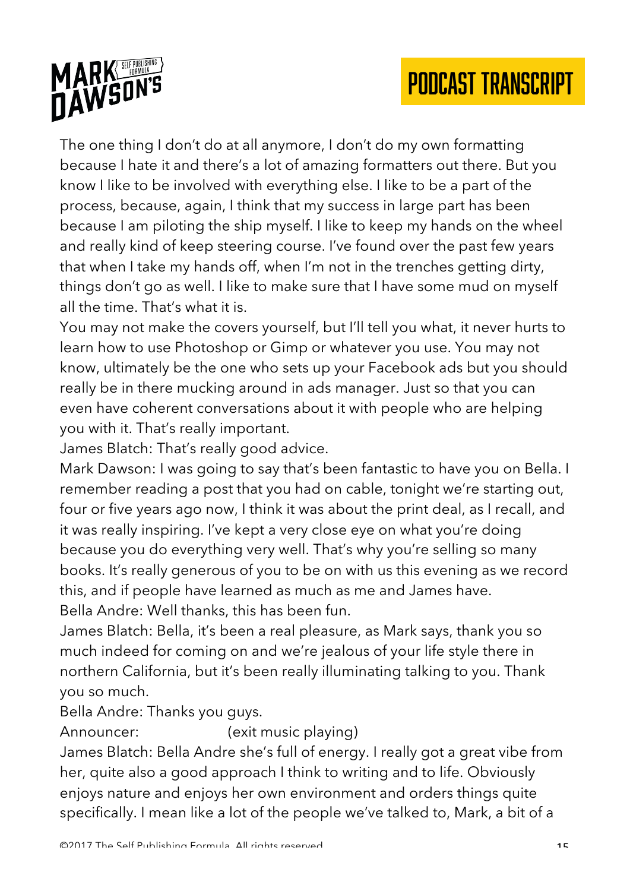The one thing I don't do at all anymore, I don't do my own formatting because I hate it and there's a lot of amazing formatters out there. But you know I like to be involved with everything else. I like to be a part of the process, because, again, I think that my success in large part has been because I am piloting the ship myself. I like to keep my hands on the wheel and really kind of keep steering course. I've found over the past few years that when I take my hands off, when I'm not in the trenches getting dirty, things don't go as well. I like to make sure that I have some mud on myself all the time. That's what it is.

You may not make the covers yourself, but I'll tell you what, it never hurts to learn how to use Photoshop or Gimp or whatever you use. You may not know, ultimately be the one who sets up your Facebook ads but you should really be in there mucking around in ads manager. Just so that you can even have coherent conversations about it with people who are helping you with it. That's really important.

James Blatch: That's really good advice.

Mark Dawson: I was going to say that's been fantastic to have you on Bella. I remember reading a post that you had on cable, tonight we're starting out, four or five years ago now, I think it was about the print deal, as I recall, and it was really inspiring. I've kept a very close eye on what you're doing because you do everything very well. That's why you're selling so many books. It's really generous of you to be on with us this evening as we record this, and if people have learned as much as me and James have.

Bella Andre: Well thanks, this has been fun.

James Blatch: Bella, it's been a real pleasure, as Mark says, thank you so much indeed for coming on and we're jealous of your life style there in northern California, but it's been really illuminating talking to you. Thank you so much.

Bella Andre: Thanks you guys.

Announcer: (exit music playing)

James Blatch: Bella Andre she's full of energy. I really got a great vibe from her, quite also a good approach I think to writing and to life. Obviously enjoys nature and enjoys her own environment and orders things quite specifically. I mean like a lot of the people we've talked to, Mark, a bit of a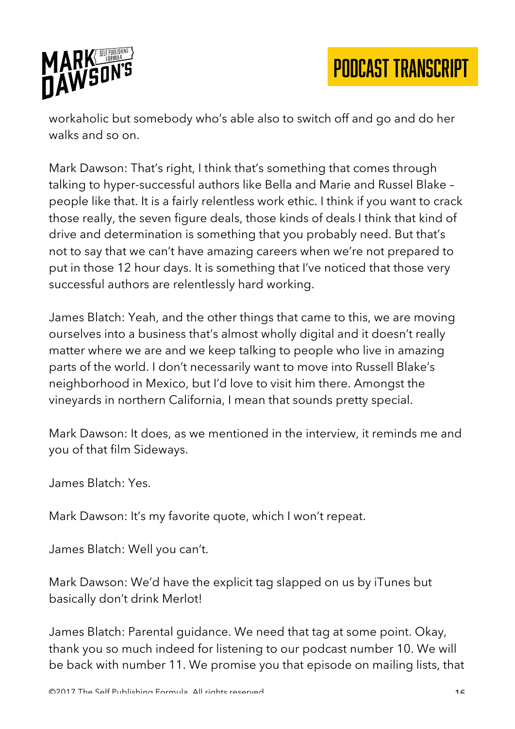workaholic but somebody who's able also to switch off and go and do her walks and so on.

Mark Dawson: That's right, I think that's something that comes through talking to hyper-successful authors like Bella and Marie and Russel Blake – people like that. It is a fairly relentless work ethic. I think if you want to crack those really, the seven figure deals, those kinds of deals I think that kind of drive and determination is something that you probably need. But that's not to say that we can't have amazing careers when we're not prepared to put in those 12 hour days. It is something that I've noticed that those very successful authors are relentlessly hard working.

James Blatch: Yeah, and the other things that came to this, we are moving ourselves into a business that's almost wholly digital and it doesn't really matter where we are and we keep talking to people who live in amazing parts of the world. I don't necessarily want to move into Russell Blake's neighborhood in Mexico, but I'd love to visit him there. Amongst the vineyards in northern California, I mean that sounds pretty special.

Mark Dawson: It does, as we mentioned in the interview, it reminds me and you of that film Sideways.

James Blatch: Yes.

Mark Dawson: It's my favorite quote, which I won't repeat.

James Blatch: Well you can't.

Mark Dawson: We'd have the explicit tag slapped on us by iTunes but basically don't drink Merlot!

James Blatch: Parental guidance. We need that tag at some point. Okay, thank you so much indeed for listening to our podcast number 10. We will be back with number 11. We promise you that episode on mailing lists, that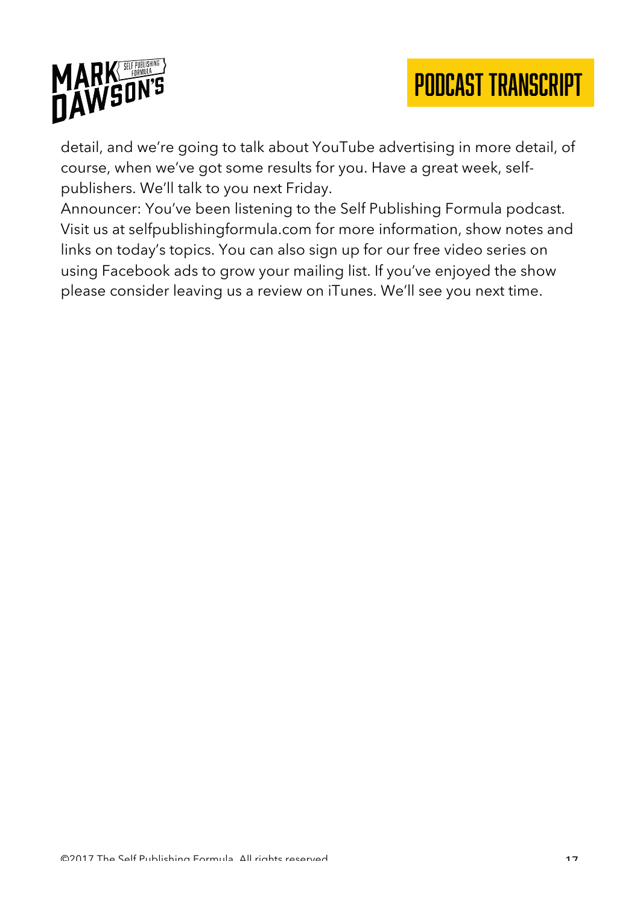detail, and we're going to talk about YouTube advertising in more detail, of course, when we've got some results for you. Have a great week, self-publishers. We'll talk to you next Friday.

Announcer: You've been listening to the Self Publishing Formula podcast. Visit us at selfpublishingformula.com for more information, show notes and links on today's topics. You can also sign up for our free video series on using Facebook ads to grow your mailing list. If you've enjoyed the show please consider leaving us a review on iTunes. We'll see you next time.